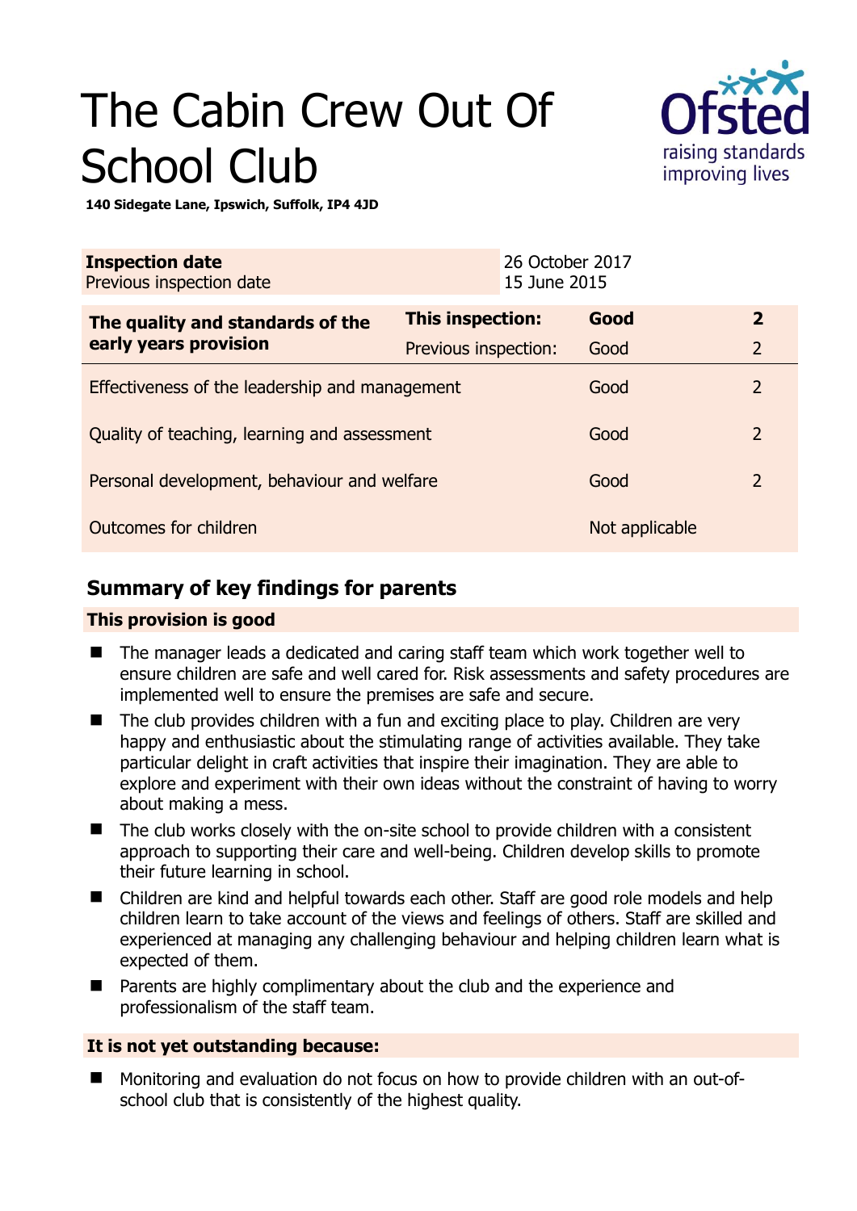# The Cabin Crew Out Of School Club

**140 Sidegate Lane, Ipswich, Suffolk, IP4 4JD**

| **Inspection date** | 26 October 2017 |
|---|---|
| Previous inspection date | 15 June 2015 |

| **The quality and standards of the early years provision** | **This inspection:** | **Good** | **2** |
|---|---|---|---|
| | Previous inspection: | Good | 2 |
| Effectiveness of the leadership and management | | Good | 2 |
| Quality of teaching, learning and assessment | | Good | 2 |
| Personal development, behaviour and welfare | | Good | 2 |
| Outcomes for children | | Not applicable | |

## Summary of key findings for parents

**This provision is good**

- The manager leads a dedicated and caring staff team which work together well to ensure children are safe and well cared for. Risk assessments and safety procedures are implemented well to ensure the premises are safe and secure.
- The club provides children with a fun and exciting place to play. Children are very happy and enthusiastic about the stimulating range of activities available. They take particular delight in craft activities that inspire their imagination. They are able to explore and experiment with their own ideas without the constraint of having to worry about making a mess.
- The club works closely with the on-site school to provide children with a consistent approach to supporting their care and well-being. Children develop skills to promote their future learning in school.
- Children are kind and helpful towards each other. Staff are good role models and help children learn to take account of the views and feelings of others. Staff are skilled and experienced at managing any challenging behaviour and helping children learn what is expected of them.
- Parents are highly complimentary about the club and the experience and professionalism of the staff team.

**It is not yet outstanding because:**

- Monitoring and evaluation do not focus on how to provide children with an out-of-school club that is consistently of the highest quality.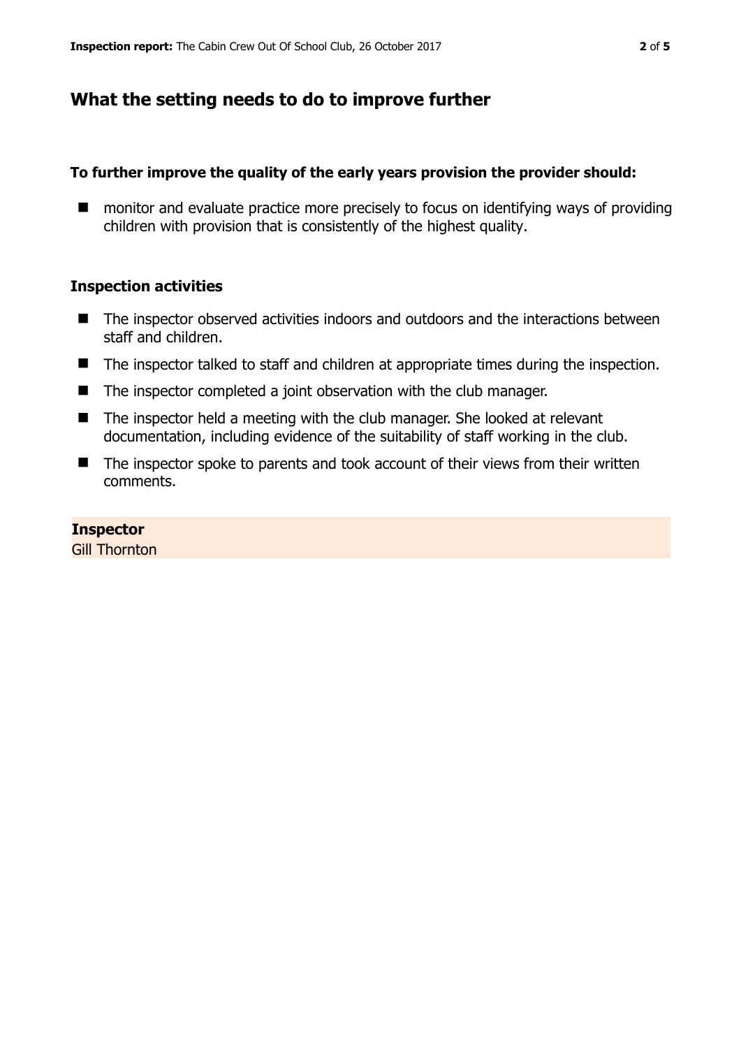## What the setting needs to do to improve further

**To further improve the quality of the early years provision the provider should:**

- monitor and evaluate practice more precisely to focus on identifying ways of providing children with provision that is consistently of the highest quality.

### Inspection activities

- The inspector observed activities indoors and outdoors and the interactions between staff and children.
- The inspector talked to staff and children at appropriate times during the inspection.
- The inspector completed a joint observation with the club manager.
- The inspector held a meeting with the club manager. She looked at relevant documentation, including evidence of the suitability of staff working in the club.
- The inspector spoke to parents and took account of their views from their written comments.

**Inspector**
Gill Thornton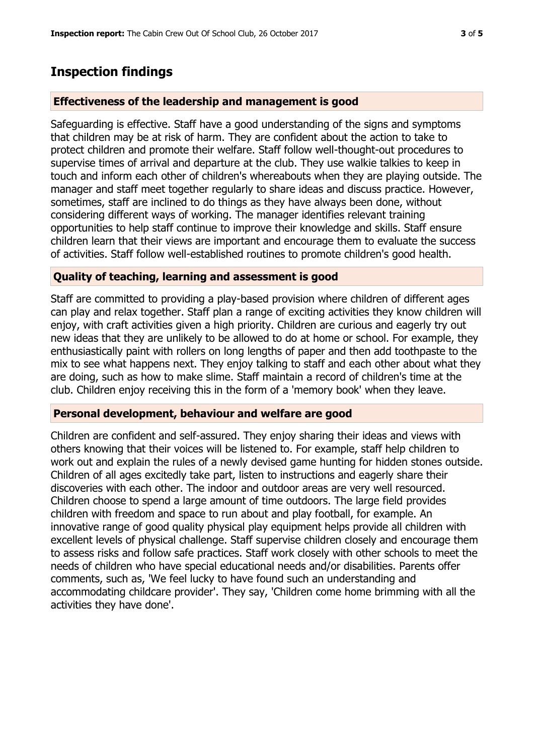## Inspection findings

### Effectiveness of the leadership and management is good

Safeguarding is effective. Staff have a good understanding of the signs and symptoms that children may be at risk of harm. They are confident about the action to take to protect children and promote their welfare. Staff follow well-thought-out procedures to supervise times of arrival and departure at the club. They use walkie talkies to keep in touch and inform each other of children's whereabouts when they are playing outside. The manager and staff meet together regularly to share ideas and discuss practice. However, sometimes, staff are inclined to do things as they have always been done, without considering different ways of working. The manager identifies relevant training opportunities to help staff continue to improve their knowledge and skills. Staff ensure children learn that their views are important and encourage them to evaluate the success of activities. Staff follow well-established routines to promote children's good health.

### Quality of teaching, learning and assessment is good

Staff are committed to providing a play-based provision where children of different ages can play and relax together. Staff plan a range of exciting activities they know children will enjoy, with craft activities given a high priority. Children are curious and eagerly try out new ideas that they are unlikely to be allowed to do at home or school. For example, they enthusiastically paint with rollers on long lengths of paper and then add toothpaste to the mix to see what happens next. They enjoy talking to staff and each other about what they are doing, such as how to make slime. Staff maintain a record of children's time at the club. Children enjoy receiving this in the form of a 'memory book' when they leave.

### Personal development, behaviour and welfare are good

Children are confident and self-assured. They enjoy sharing their ideas and views with others knowing that their voices will be listened to. For example, staff help children to work out and explain the rules of a newly devised game hunting for hidden stones outside. Children of all ages excitedly take part, listen to instructions and eagerly share their discoveries with each other. The indoor and outdoor areas are very well resourced. Children choose to spend a large amount of time outdoors. The large field provides children with freedom and space to run about and play football, for example. An innovative range of good quality physical play equipment helps provide all children with excellent levels of physical challenge. Staff supervise children closely and encourage them to assess risks and follow safe practices. Staff work closely with other schools to meet the needs of children who have special educational needs and/or disabilities. Parents offer comments, such as, 'We feel lucky to have found such an understanding and accommodating childcare provider'. They say, 'Children come home brimming with all the activities they have done'.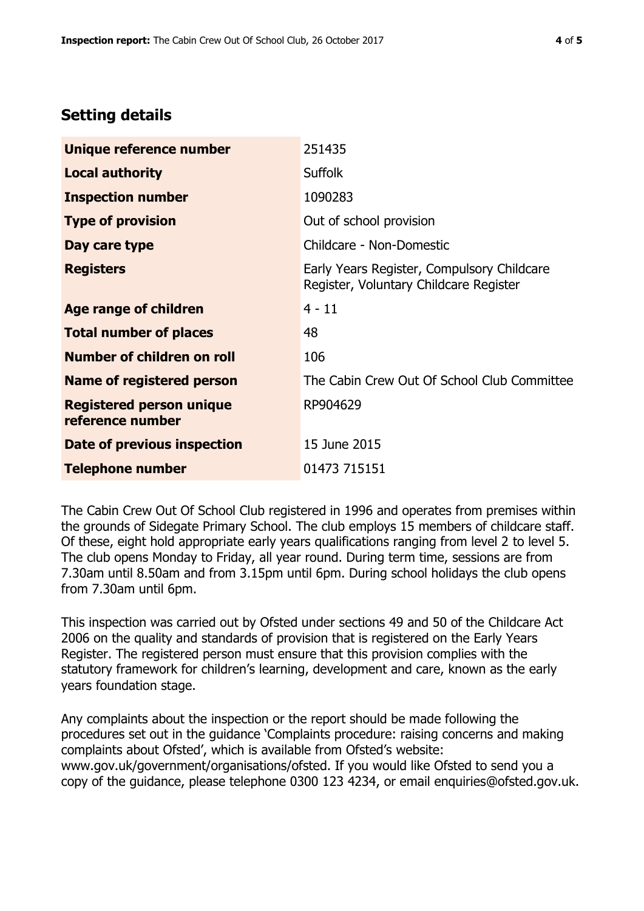## Setting details

| | |
|---|---|
| **Unique reference number** | 251435 |
| **Local authority** | Suffolk |
| **Inspection number** | 1090283 |
| **Type of provision** | Out of school provision |
| **Day care type** | Childcare - Non-Domestic |
| **Registers** | Early Years Register, Compulsory Childcare Register, Voluntary Childcare Register |
| **Age range of children** | 4 - 11 |
| **Total number of places** | 48 |
| **Number of children on roll** | 106 |
| **Name of registered person** | The Cabin Crew Out Of School Club Committee |
| **Registered person unique reference number** | RP904629 |
| **Date of previous inspection** | 15 June 2015 |
| **Telephone number** | 01473 715151 |

The Cabin Crew Out Of School Club registered in 1996 and operates from premises within the grounds of Sidegate Primary School. The club employs 15 members of childcare staff. Of these, eight hold appropriate early years qualifications ranging from level 2 to level 5. The club opens Monday to Friday, all year round. During term time, sessions are from 7.30am until 8.50am and from 3.15pm until 6pm. During school holidays the club opens from 7.30am until 6pm.

This inspection was carried out by Ofsted under sections 49 and 50 of the Childcare Act 2006 on the quality and standards of provision that is registered on the Early Years Register. The registered person must ensure that this provision complies with the statutory framework for children's learning, development and care, known as the early years foundation stage.

Any complaints about the inspection or the report should be made following the procedures set out in the guidance 'Complaints procedure: raising concerns and making complaints about Ofsted', which is available from Ofsted's website: www.gov.uk/government/organisations/ofsted. If you would like Ofsted to send you a copy of the guidance, please telephone 0300 123 4234, or email enquiries@ofsted.gov.uk.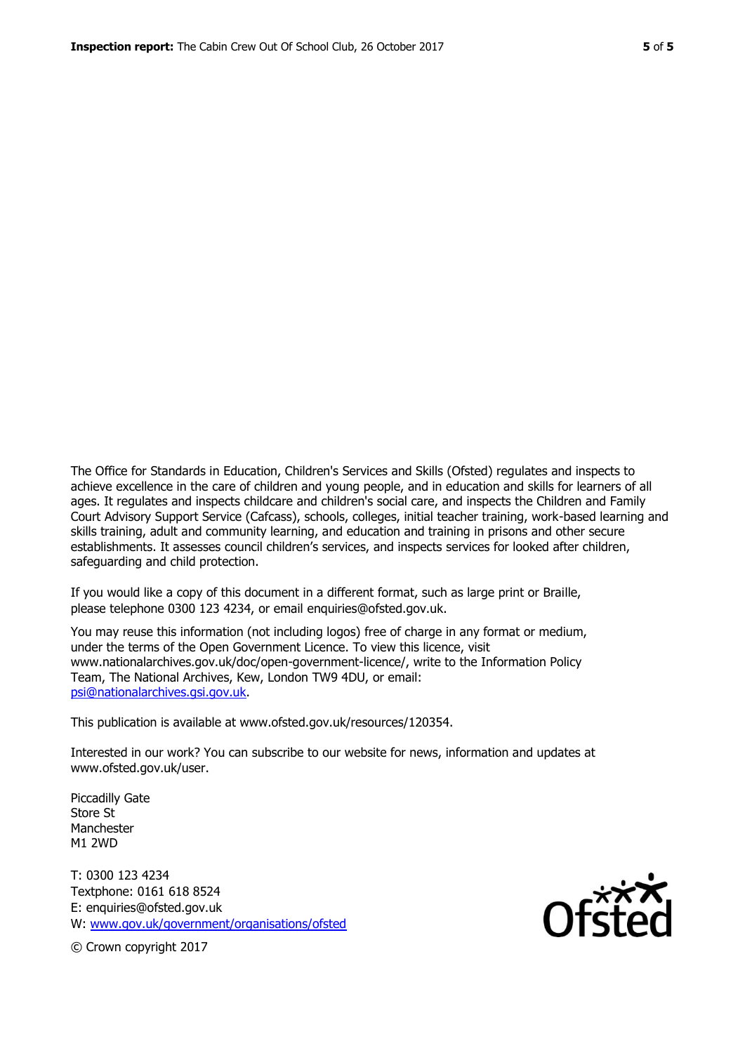The Office for Standards in Education, Children's Services and Skills (Ofsted) regulates and inspects to achieve excellence in the care of children and young people, and in education and skills for learners of all ages. It regulates and inspects childcare and children's social care, and inspects the Children and Family Court Advisory Support Service (Cafcass), schools, colleges, initial teacher training, work-based learning and skills training, adult and community learning, and education and training in prisons and other secure establishments. It assesses council children's services, and inspects services for looked after children, safeguarding and child protection.

If you would like a copy of this document in a different format, such as large print or Braille, please telephone 0300 123 4234, or email enquiries@ofsted.gov.uk.

You may reuse this information (not including logos) free of charge in any format or medium, under the terms of the Open Government Licence. To view this licence, visit www.nationalarchives.gov.uk/doc/open-government-licence/, write to the Information Policy Team, The National Archives, Kew, London TW9 4DU, or email: psi@nationalarchives.gsi.gov.uk.

This publication is available at www.ofsted.gov.uk/resources/120354.

Interested in our work? You can subscribe to our website for news, information and updates at www.ofsted.gov.uk/user.

Piccadilly Gate
Store St
Manchester
M1 2WD

T: 0300 123 4234
Textphone: 0161 618 8524
E: enquiries@ofsted.gov.uk
W: www.gov.uk/government/organisations/ofsted

© Crown copyright 2017